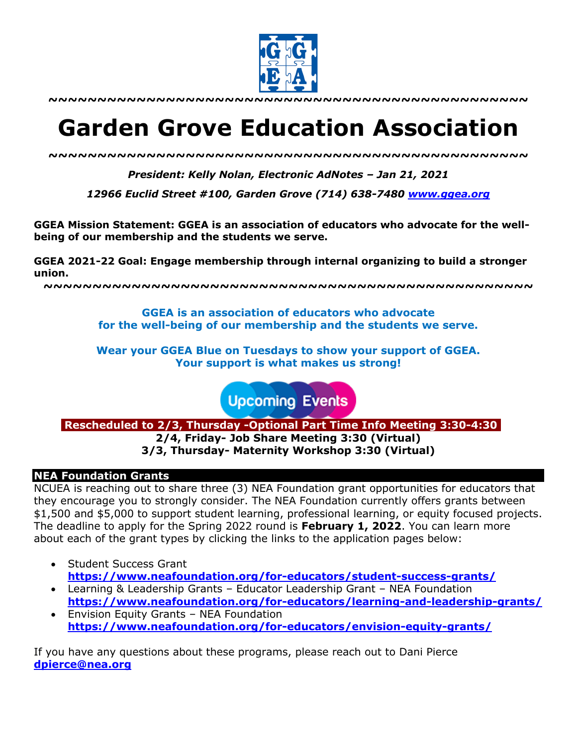~~~~~~~~~~~~~~~~~~~~~~~~~~~~~~~~~~~~~~~~~~~~~~~~~~

# Garden Grove Education Association

~~~~~~~~~~~~~~~~~~~~~~~~~~~~~~~~~~~~~~~~~~~~~~~~~~

***President: Kelly Nolan, Electronic AdNotes – Jan 21, 2021***

***12966 Euclid Street #100, Garden Grove (714) 638-7480 [www.ggea.org](http://www.ggea.org)***

**GGEA Mission Statement: GGEA is an association of educators who advocate for the well-being of our membership and the students we serve.**

**GGEA 2021-22 Goal: Engage membership through internal organizing to build a stronger union.**

~~~~~~~~~~~~~~~~~~~~~~~~~~~~~~~~~~~~~~~~~~~~~~~~~~

**GGEA is an association of educators who advocate for the well-being of our membership and the students we serve.**

**Wear your GGEA Blue on Tuesdays to show your support of GGEA. Your support is what makes us strong!**

Upcoming Events

**Rescheduled to 2/3, Thursday -Optional Part Time Info Meeting 3:30-4:30**

**2/4, Friday- Job Share Meeting 3:30 (Virtual)**

**3/3, Thursday- Maternity Workshop 3:30 (Virtual)**

## NEA Foundation Grants

NCUEA is reaching out to share three (3) NEA Foundation grant opportunities for educators that they encourage you to strongly consider. The NEA Foundation currently offers grants between $1,500 and $5,000 to support student learning, professional learning, or equity focused projects. The deadline to apply for the Spring 2022 round is **February 1, 2022**. You can learn more about each of the grant types by clicking the links to the application pages below:

- Student Success Grant **https://www.neafoundation.org/for-educators/student-success-grants/**
- Learning & Leadership Grants – Educator Leadership Grant – NEA Foundation **https://www.neafoundation.org/for-educators/learning-and-leadership-grants/**
- Envision Equity Grants – NEA Foundation **https://www.neafoundation.org/for-educators/envision-equity-grants/**

If you have any questions about these programs, please reach out to Dani Pierce **dpierce@nea.org**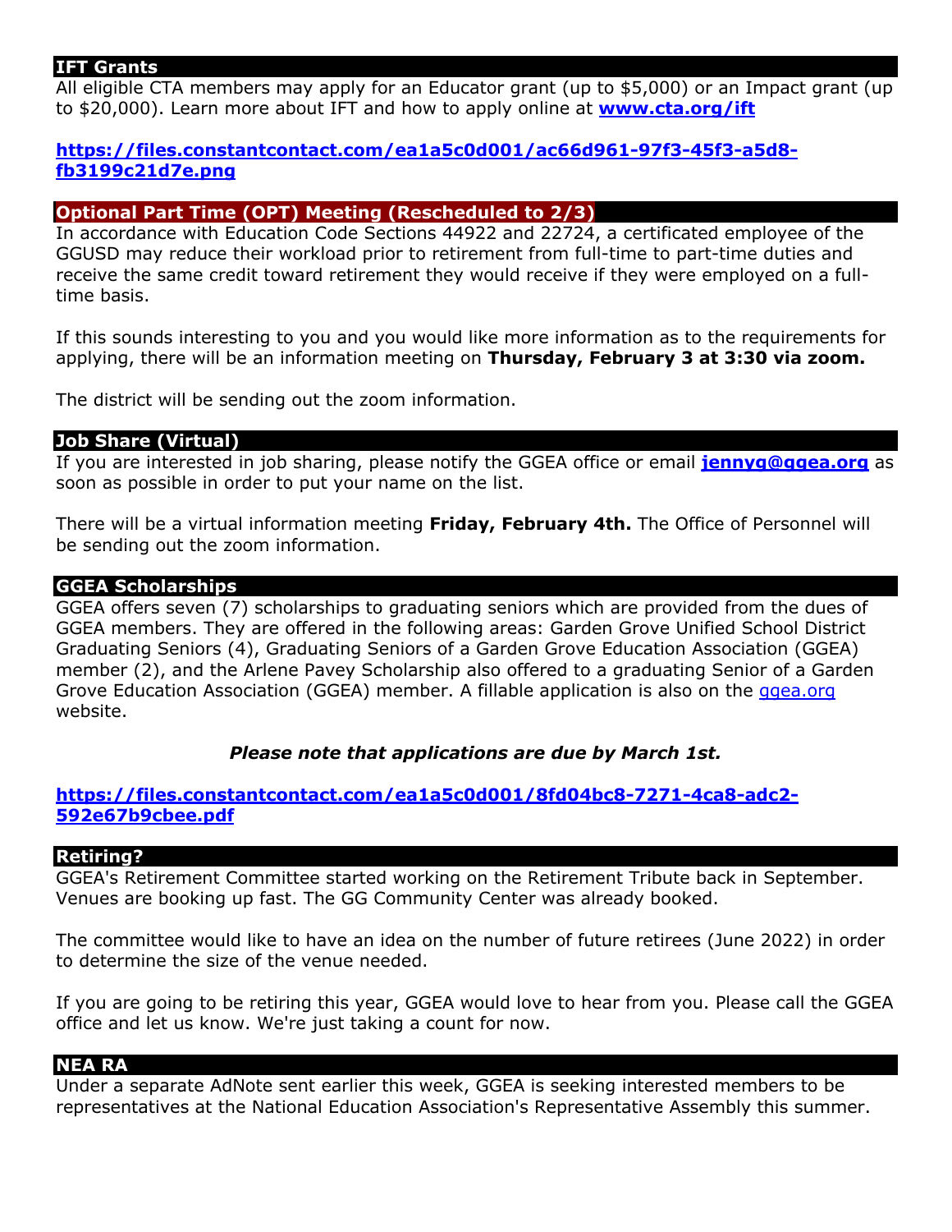## IFT Grants

All eligible CTA members may apply for an Educator grant (up to $5,000) or an Impact grant (up to $20,000). Learn more about IFT and how to apply online at **[www.cta.org/ift](www.cta.org/ift)**

**[https://files.constantcontact.com/ea1a5c0d001/ac66d961-97f3-45f3-a5d8-fb3199c21d7e.png](https://files.constantcontact.com/ea1a5c0d001/ac66d961-97f3-45f3-a5d8-fb3199c21d7e.png)**

## Optional Part Time (OPT) Meeting (Rescheduled to 2/3)

In accordance with Education Code Sections 44922 and 22724, a certificated employee of the GGUSD may reduce their workload prior to retirement from full-time to part-time duties and receive the same credit toward retirement they would receive if they were employed on a full-time basis.

If this sounds interesting to you and you would like more information as to the requirements for applying, there will be an information meeting on **Thursday, February 3 at 3:30 via zoom.**

The district will be sending out the zoom information.

## Job Share (Virtual)

If you are interested in job sharing, please notify the GGEA office or email **[jennyg@ggea.org](mailto:jennyg@ggea.org)** as soon as possible in order to put your name on the list.

There will be a virtual information meeting **Friday, February 4th.** The Office of Personnel will be sending out the zoom information.

## GGEA Scholarships

GGEA offers seven (7) scholarships to graduating seniors which are provided from the dues of GGEA members. They are offered in the following areas: Garden Grove Unified School District Graduating Seniors (4), Graduating Seniors of a Garden Grove Education Association (GGEA) member (2), and the Arlene Pavey Scholarship also offered to a graduating Senior of a Garden Grove Education Association (GGEA) member. A fillable application is also on the [ggea.org](ggea.org) website.

***Please note that applications are due by March 1st.***

**[https://files.constantcontact.com/ea1a5c0d001/8fd04bc8-7271-4ca8-adc2-592e67b9cbee.pdf](https://files.constantcontact.com/ea1a5c0d001/8fd04bc8-7271-4ca8-adc2-592e67b9cbee.pdf)**

## Retiring?

GGEA's Retirement Committee started working on the Retirement Tribute back in September. Venues are booking up fast. The GG Community Center was already booked.

The committee would like to have an idea on the number of future retirees (June 2022) in order to determine the size of the venue needed.

If you are going to be retiring this year, GGEA would love to hear from you. Please call the GGEA office and let us know. We're just taking a count for now.

## NEA RA

Under a separate AdNote sent earlier this week, GGEA is seeking interested members to be representatives at the National Education Association's Representative Assembly this summer.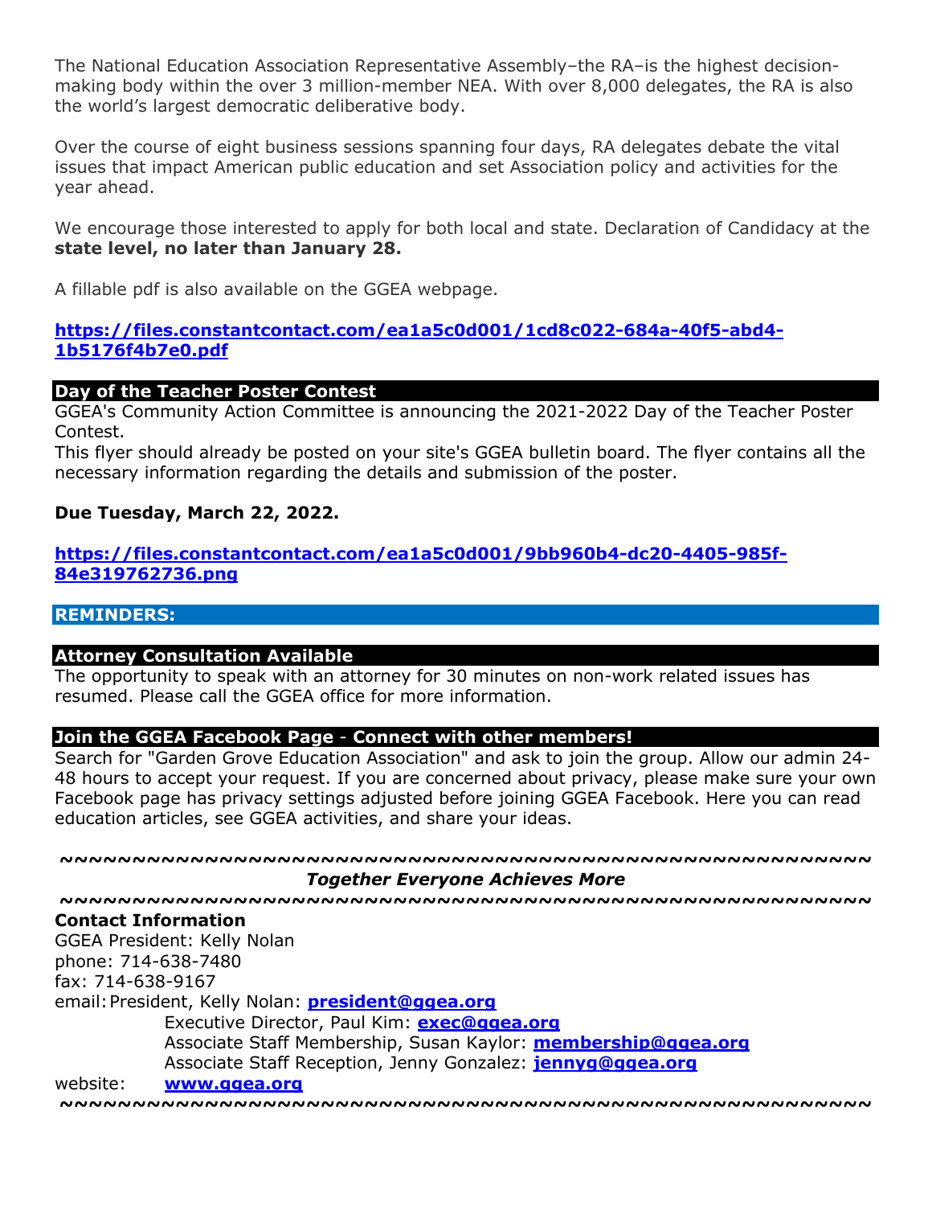The National Education Association Representative Assembly–the RA–is the highest decision-making body within the over 3 million-member NEA. With over 8,000 delegates, the RA is also the world's largest democratic deliberative body.

Over the course of eight business sessions spanning four days, RA delegates debate the vital issues that impact American public education and set Association policy and activities for the year ahead.

We encourage those interested to apply for both local and state. Declaration of Candidacy at the **state level, no later than January 28.**

A fillable pdf is also available on the GGEA webpage.

**https://files.constantcontact.com/ea1a5c0d001/1cd8c022-684a-40f5-abd4-1b5176f4b7e0.pdf**

## Day of the Teacher Poster Contest

GGEA's Community Action Committee is announcing the 2021-2022 Day of the Teacher Poster Contest.
This flyer should already be posted on your site's GGEA bulletin board. The flyer contains all the necessary information regarding the details and submission of the poster.

**Due Tuesday, March 22, 2022.**

**https://files.constantcontact.com/ea1a5c0d001/9bb960b4-dc20-4405-985f-84e319762736.png**

## REMINDERS:

## Attorney Consultation Available

The opportunity to speak with an attorney for 30 minutes on non-work related issues has resumed. Please call the GGEA office for more information.

## Join the GGEA Facebook Page - Connect with other members!

Search for "Garden Grove Education Association" and ask to join the group. Allow our admin 24-48 hours to accept your request. If you are concerned about privacy, please make sure your own Facebook page has privacy settings adjusted before joining GGEA Facebook. Here you can read education articles, see GGEA activities, and share your ideas.

~~~~~~~~~~~~~~~~~~~~~~~~~~~~~~~~~~~~~~~~~~~~~~~~~~~~~~~~~~~~~~~

***Together Everyone Achieves More***

~~~~~~~~~~~~~~~~~~~~~~~~~~~~~~~~~~~~~~~~~~~~~~~~~~~~~~~~~~~~~~~

**Contact Information**
GGEA President: Kelly Nolan
phone: 714-638-7480
fax: 714-638-9167
email: President, Kelly Nolan: **president@ggea.org**
Executive Director, Paul Kim: **exec@ggea.org**
Associate Staff Membership, Susan Kaylor: **membership@ggea.org**
Associate Staff Reception, Jenny Gonzalez: **jennyg@ggea.org**
website: **www.ggea.org**

~~~~~~~~~~~~~~~~~~~~~~~~~~~~~~~~~~~~~~~~~~~~~~~~~~~~~~~~~~~~~~~